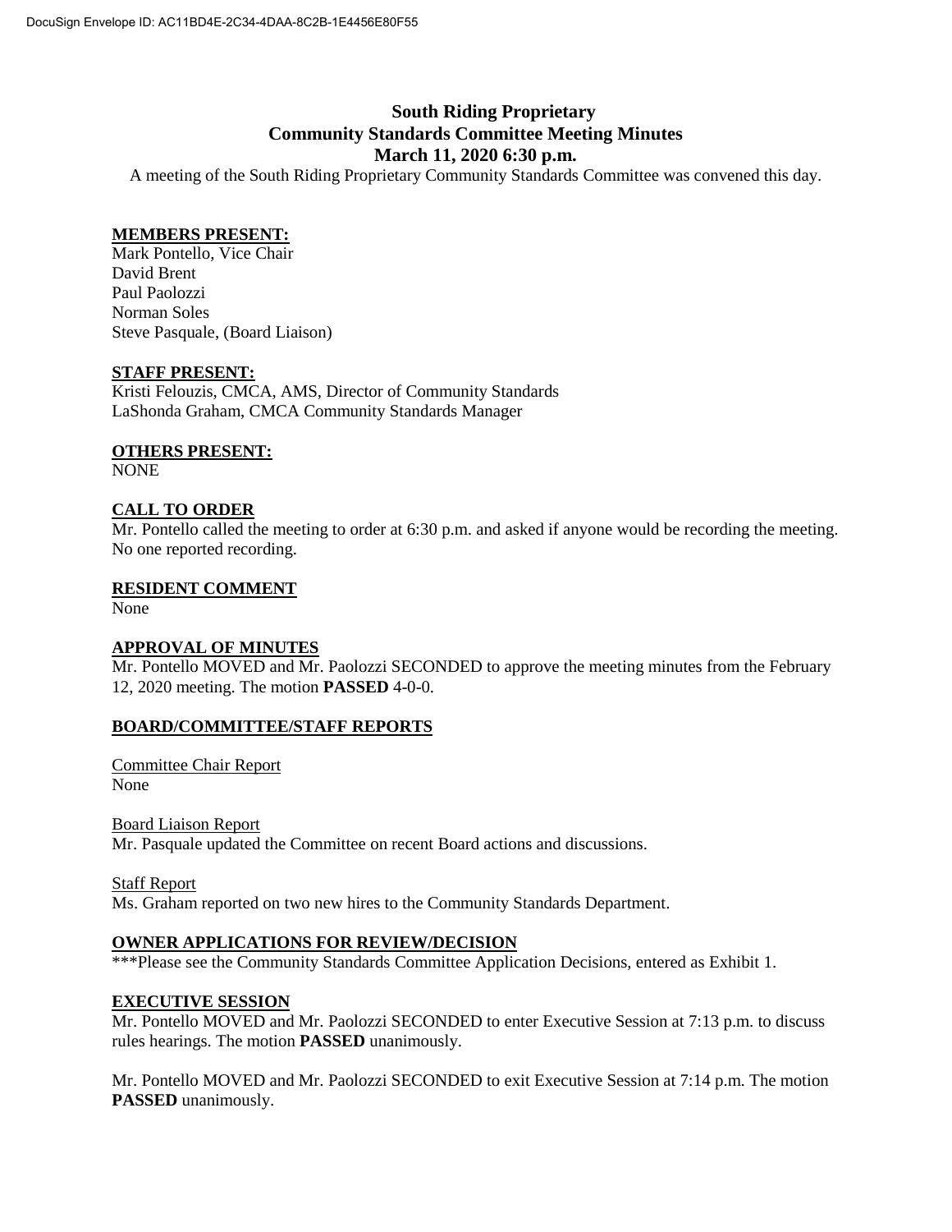DocuSign Envelope ID: AC11BD4E-2C34-4DAA-8C2B-1E4456E80F55

# South Riding Proprietary
# Community Standards Committee Meeting Minutes
# March 11, 2020 6:30 p.m.

A meeting of the South Riding Proprietary Community Standards Committee was convened this day.

**MEMBERS PRESENT:**

Mark Pontello, Vice Chair
David Brent
Paul Paolozzi
Norman Soles
Steve Pasquale, (Board Liaison)

**STAFF PRESENT:**

Kristi Felouzis, CMCA, AMS, Director of Community Standards
LaShonda Graham, CMCA Community Standards Manager

**OTHERS PRESENT:**

NONE

**CALL TO ORDER**

Mr. Pontello called the meeting to order at 6:30 p.m. and asked if anyone would be recording the meeting. No one reported recording.

**RESIDENT COMMENT**

None

**APPROVAL OF MINUTES**

Mr. Pontello MOVED and Mr. Paolozzi SECONDED to approve the meeting minutes from the February 12, 2020 meeting. The motion **PASSED** 4-0-0.

**BOARD/COMMITTEE/STAFF REPORTS**

Committee Chair Report
None

Board Liaison Report
Mr. Pasquale updated the Committee on recent Board actions and discussions.

Staff Report
Ms. Graham reported on two new hires to the Community Standards Department.

**OWNER APPLICATIONS FOR REVIEW/DECISION**

***Please see the Community Standards Committee Application Decisions, entered as Exhibit 1.

**EXECUTIVE SESSION**

Mr. Pontello MOVED and Mr. Paolozzi SECONDED to enter Executive Session at 7:13 p.m. to discuss rules hearings. The motion **PASSED** unanimously.

Mr. Pontello MOVED and Mr. Paolozzi SECONDED to exit Executive Session at 7:14 p.m. The motion **PASSED** unanimously.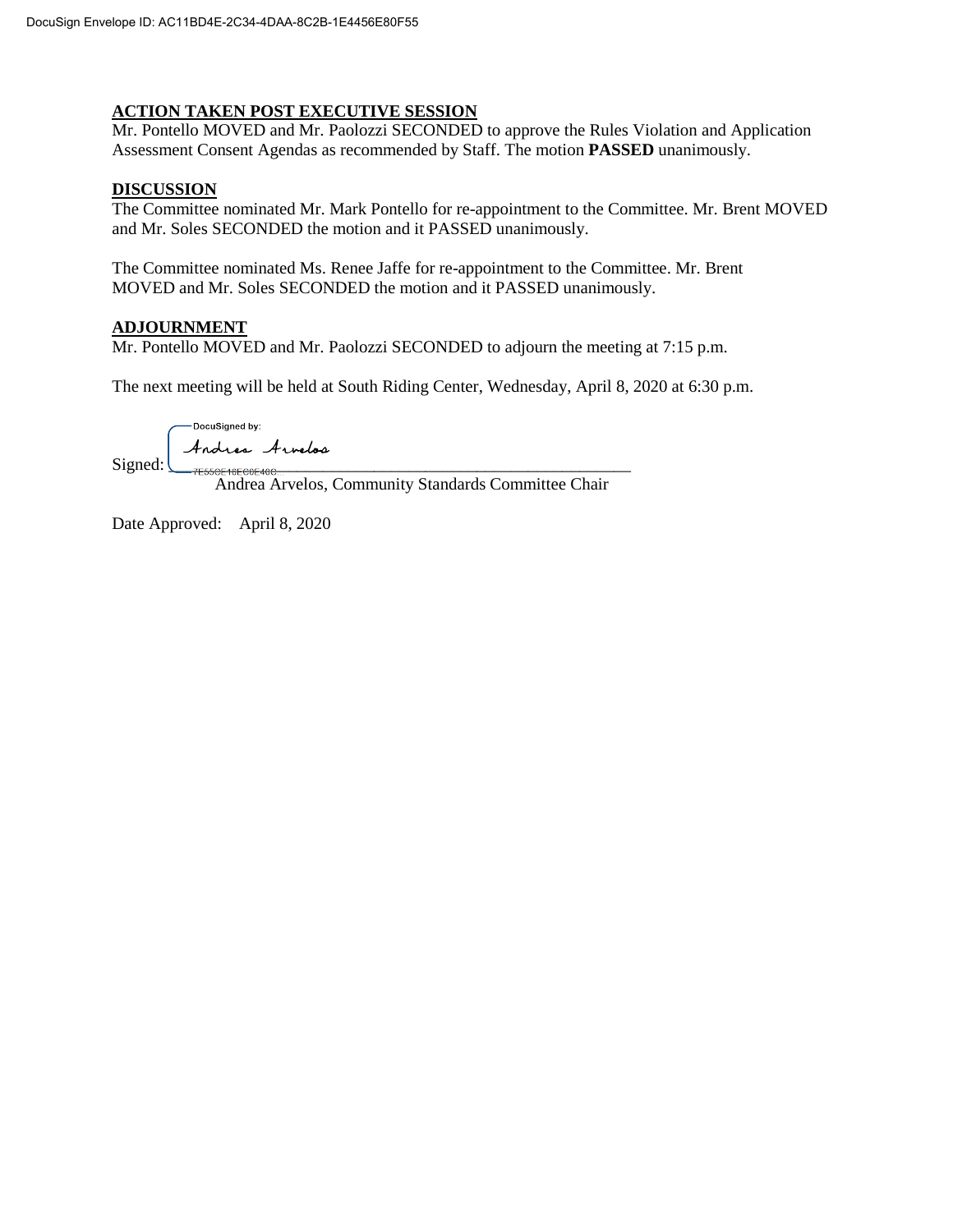## ACTION TAKEN POST EXECUTIVE SESSION

Mr. Pontello MOVED and Mr. Paolozzi SECONDED to approve the Rules Violation and Application Assessment Consent Agendas as recommended by Staff. The motion **PASSED** unanimously.

## DISCUSSION

The Committee nominated Mr. Mark Pontello for re-appointment to the Committee. Mr. Brent MOVED and Mr. Soles SECONDED the motion and it PASSED unanimously.

The Committee nominated Ms. Renee Jaffe for re-appointment to the Committee. Mr. Brent MOVED and Mr. Soles SECONDED the motion and it PASSED unanimously.

## ADJOURNMENT

Mr. Pontello MOVED and Mr. Paolozzi SECONDED to adjourn the meeting at 7:15 p.m.

The next meeting will be held at South Riding Center, Wednesday, April 8, 2020 at 6:30 p.m.

DocuSigned by:

Signed: Andrea Arvelos

7E55CE18EC0E40C...

Andrea Arvelos, Community Standards Committee Chair

Date Approved: April 8, 2020